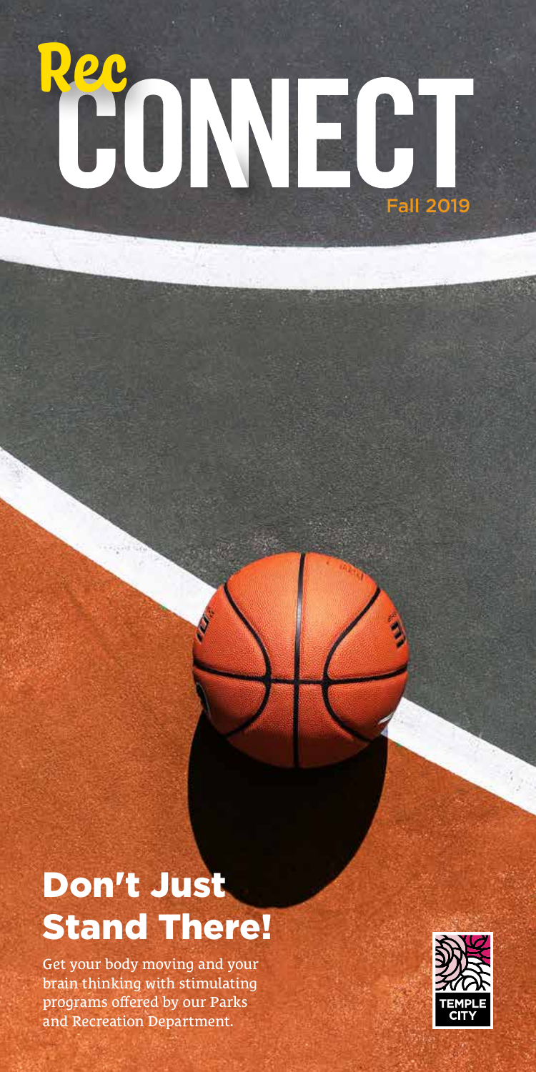# Rec CONNECT

Fall 2019

## Don't Just Stand There!

Get your body moving and your brain thinking with stimulating programs offered by our Parks and Recreation Department.

TEMPLE CITY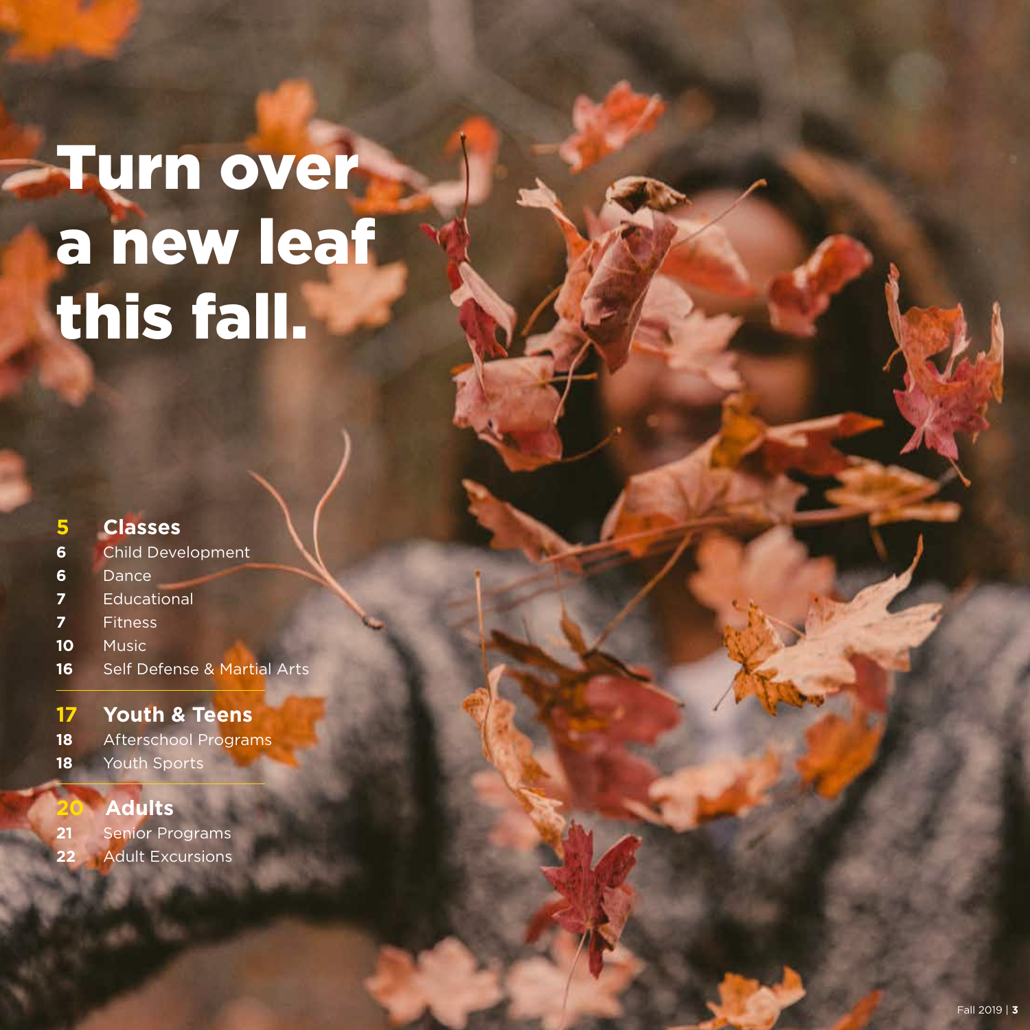# Turn over a new leaf this fall.

**5 Classes**

6 Child Development
6 Dance
7 Educational
7 Fitness
10 Music
16 Self Defense & Martial Arts

**17 Youth & Teens**

18 Afterschool Programs
18 Youth Sports

**20 Adults**

21 Senior Programs
22 Adult Excursions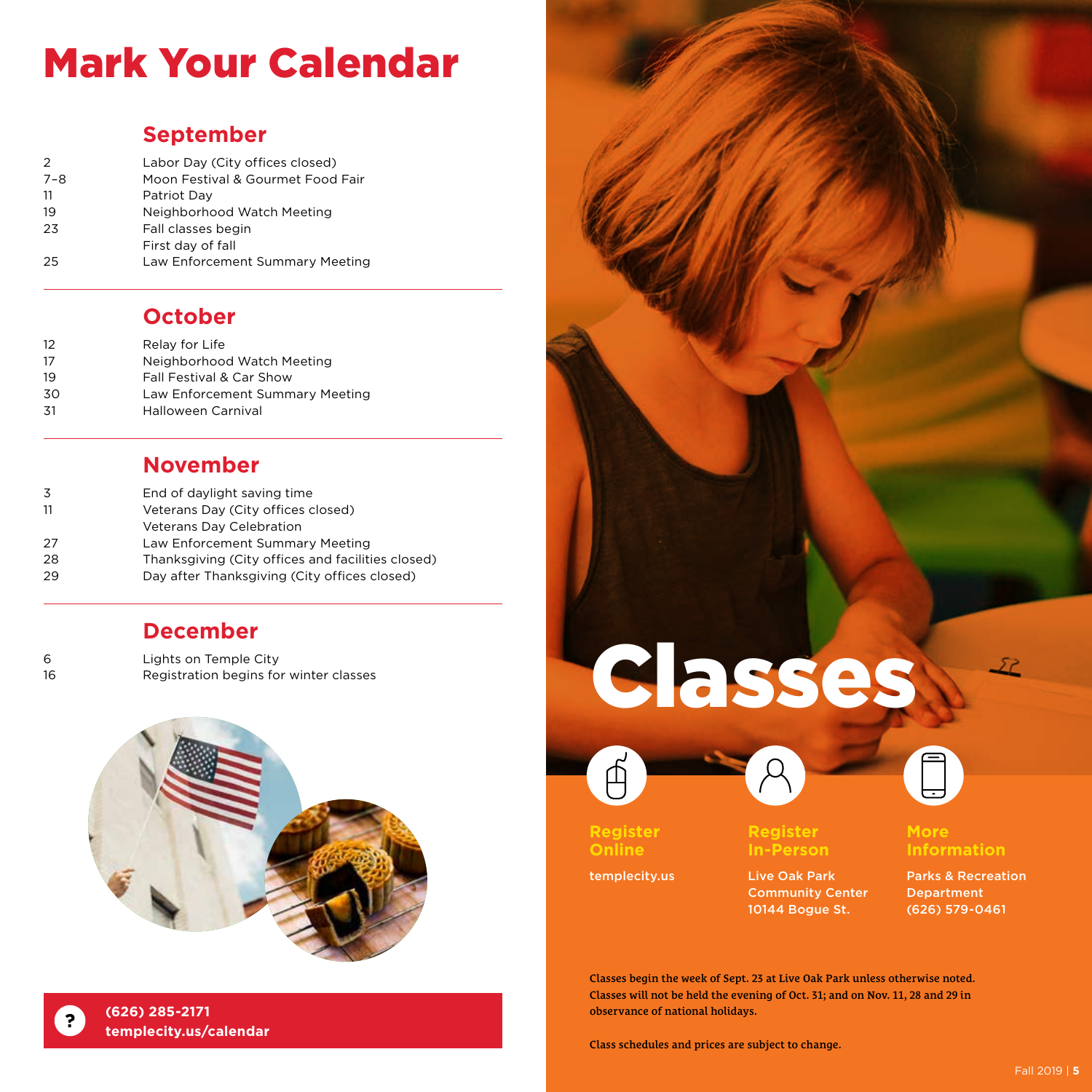# Mark Your Calendar

## September

| | |
|---|---|
| 2 | Labor Day (City offices closed) |
| 7–8 | Moon Festival & Gourmet Food Fair |
| 11 | Patriot Day |
| 19 | Neighborhood Watch Meeting |
| 23 | Fall classes begin |
| | First day of fall |
| 25 | Law Enforcement Summary Meeting |

## October

| | |
|---|---|
| 12 | Relay for Life |
| 17 | Neighborhood Watch Meeting |
| 19 | Fall Festival & Car Show |
| 30 | Law Enforcement Summary Meeting |
| 31 | Halloween Carnival |

## November

| | |
|---|---|
| 3 | End of daylight saving time |
| 11 | Veterans Day (City offices closed) |
| | Veterans Day Celebration |
| 27 | Law Enforcement Summary Meeting |
| 28 | Thanksgiving (City offices and facilities closed) |
| 29 | Day after Thanksgiving (City offices closed) |

## December

| | |
|---|---|
| 6 | Lights on Temple City |
| 16 | Registration begins for winter classes |

**(626) 285-2171**
**templecity.us/calendar**

# Classes

### Register Online

templecity.us

### Register In-Person

Live Oak Park Community Center
10144 Bogue St.

### More Information

Parks & Recreation Department
(626) 579-0461

**Classes begin the week of Sept. 23 at Live Oak Park unless otherwise noted. Classes will not be held the evening of Oct. 31; and on Nov. 11, 28 and 29 in observance of national holidays.**

**Class schedules and prices are subject to change.**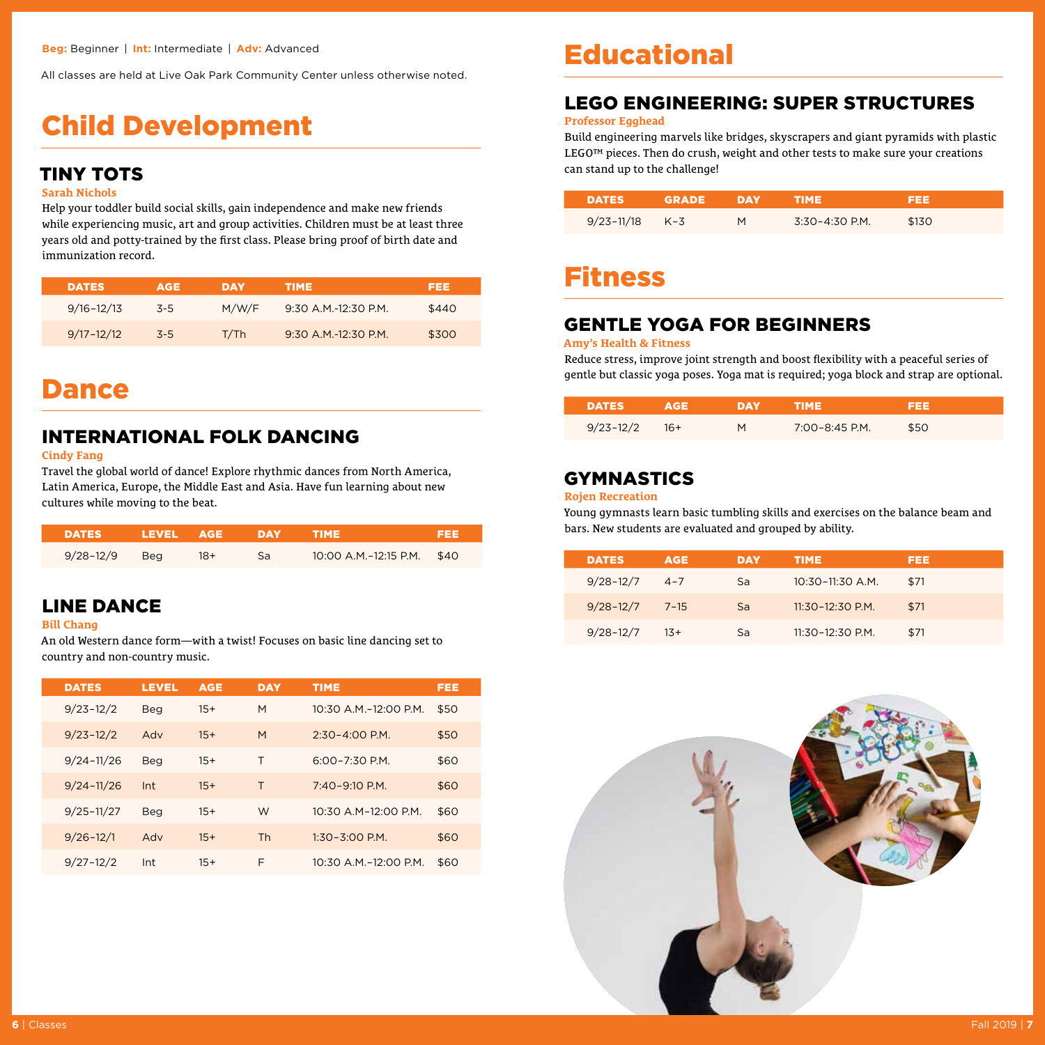**Beg:** Beginner | **Int:** Intermediate | **Adv:** Advanced

All classes are held at Live Oak Park Community Center unless otherwise noted.

# Child Development

## TINY TOTS

**Sarah Nichols**

Help your toddler build social skills, gain independence and make new friends while experiencing music, art and group activities. Children must be at least three years old and potty-trained by the first class. Please bring proof of birth date and immunization record.

| DATES | AGE | DAY | TIME | FEE |
|---|---|---|---|---|
| 9/16–12/13 | 3-5 | M/W/F | 9:30 A.M.-12:30 P.M. | $440 |
| 9/17–12/12 | 3-5 | T/Th | 9:30 A.M.-12:30 P.M. | $300 |

# Dance

## INTERNATIONAL FOLK DANCING

**Cindy Fang**

Travel the global world of dance! Explore rhythmic dances from North America, Latin America, Europe, the Middle East and Asia. Have fun learning about new cultures while moving to the beat.

| DATES | LEVEL | AGE | DAY | TIME | FEE |
|---|---|---|---|---|---|
| 9/28–12/9 | Beg | 18+ | Sa | 10:00 A.M.–12:15 P.M. | $40 |

## LINE DANCE

**Bill Chang**

An old Western dance form—with a twist! Focuses on basic line dancing set to country and non-country music.

| DATES | LEVEL | AGE | DAY | TIME | FEE |
|---|---|---|---|---|---|
| 9/23–12/2 | Beg | 15+ | M | 10:30 A.M.–12:00 P.M. | $50 |
| 9/23–12/2 | Adv | 15+ | M | 2:30–4:00 P.M. | $50 |
| 9/24–11/26 | Beg | 15+ | T | 6:00–7:30 P.M. | $60 |
| 9/24–11/26 | Int | 15+ | T | 7:40–9:10 P.M. | $60 |
| 9/25–11/27 | Beg | 15+ | W | 10:30 A.M–12:00 P.M. | $60 |
| 9/26–12/1 | Adv | 15+ | Th | 1:30–3:00 P.M. | $60 |
| 9/27–12/2 | Int | 15+ | F | 10:30 A.M.–12:00 P.M. | $60 |

# Educational

## LEGO ENGINEERING: SUPER STRUCTURES

**Professor Egghead**

Build engineering marvels like bridges, skyscrapers and giant pyramids with plastic LEGO™ pieces. Then do crush, weight and other tests to make sure your creations can stand up to the challenge!

| DATES | GRADE | DAY | TIME | FEE |
|---|---|---|---|---|
| 9/23–11/18 | K–3 | M | 3:30–4:30 P.M. | $130 |

# Fitness

## GENTLE YOGA FOR BEGINNERS

**Amy's Health & Fitness**

Reduce stress, improve joint strength and boost flexibility with a peaceful series of gentle but classic yoga poses. Yoga mat is required; yoga block and strap are optional.

| DATES | AGE | DAY | TIME | FEE |
|---|---|---|---|---|
| 9/23–12/2 | 16+ | M | 7:00–8:45 P.M. | $50 |

## GYMNASTICS

**Rojen Recreation**

Young gymnasts learn basic tumbling skills and exercises on the balance beam and bars. New students are evaluated and grouped by ability.

| DATES | AGE | DAY | TIME | FEE |
|---|---|---|---|---|
| 9/28–12/7 | 4–7 | Sa | 10:30–11:30 A.M. | $71 |
| 9/28–12/7 | 7–15 | Sa | 11:30–12:30 P.M. | $71 |
| 9/28–12/7 | 13+ | Sa | 11:30–12:30 P.M. | $71 |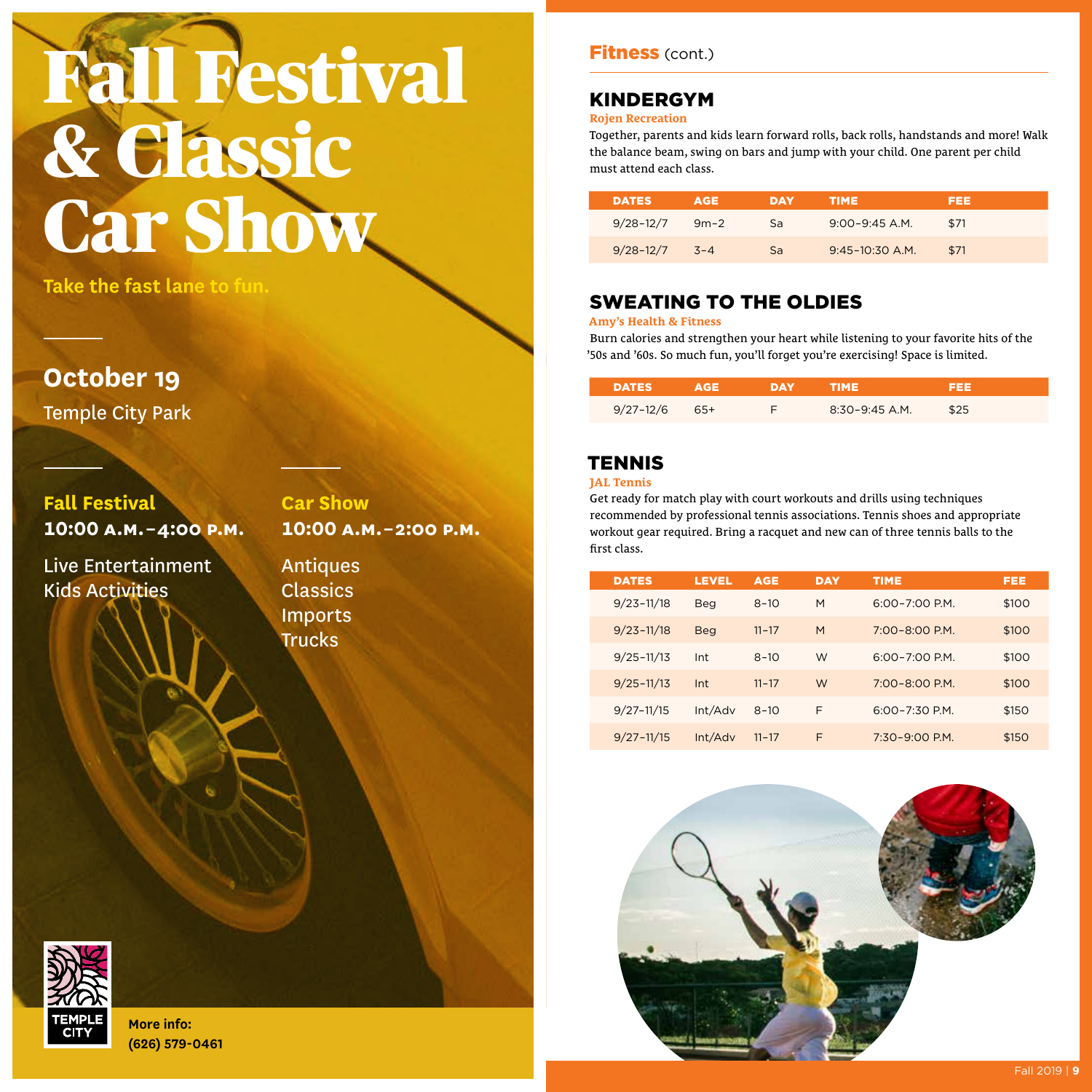# Fall Festival & Classic Car Show

**Take the fast lane to fun.**

## October 19

Temple City Park

### Fall Festival

**10:00 A.M.–4:00 P.M.**

Live Entertainment
Kids Activities

### Car Show

**10:00 A.M.–2:00 P.M.**

Antiques
Classics
Imports
Trucks

TEMPLE CITY

**More info:**
**(626) 579-0461**

## Fitness (cont.)

### KINDERGYM

**Rojen Recreation**

Together, parents and kids learn forward rolls, back rolls, handstands and more! Walk the balance beam, swing on bars and jump with your child. One parent per child must attend each class.

| DATES | AGE | DAY | TIME | FEE |
|---|---|---|---|---|
| 9/28–12/7 | 9m–2 | Sa | 9:00–9:45 A.M. | $71 |
| 9/28–12/7 | 3–4 | Sa | 9:45–10:30 A.M. | $71 |

### SWEATING TO THE OLDIES

**Amy's Health & Fitness**

Burn calories and strengthen your heart while listening to your favorite hits of the '50s and '60s. So much fun, you'll forget you're exercising! Space is limited.

| DATES | AGE | DAY | TIME | FEE |
|---|---|---|---|---|
| 9/27–12/6 | 65+ | F | 8:30–9:45 A.M. | $25 |

### TENNIS

**JAL Tennis**

Get ready for match play with court workouts and drills using techniques recommended by professional tennis associations. Tennis shoes and appropriate workout gear required. Bring a racquet and new can of three tennis balls to the first class.

| DATES | LEVEL | AGE | DAY | TIME | FEE |
|---|---|---|---|---|---|
| 9/23–11/18 | Beg | 8–10 | M | 6:00–7:00 P.M. | $100 |
| 9/23–11/18 | Beg | 11–17 | M | 7:00–8:00 P.M. | $100 |
| 9/25–11/13 | Int | 8–10 | W | 6:00–7:00 P.M. | $100 |
| 9/25–11/13 | Int | 11–17 | W | 7:00–8:00 P.M. | $100 |
| 9/27–11/15 | Int/Adv | 8–10 | F | 6:00–7:30 P.M. | $150 |
| 9/27–11/15 | Int/Adv | 11–17 | F | 7:30–9:00 P.M. | $150 |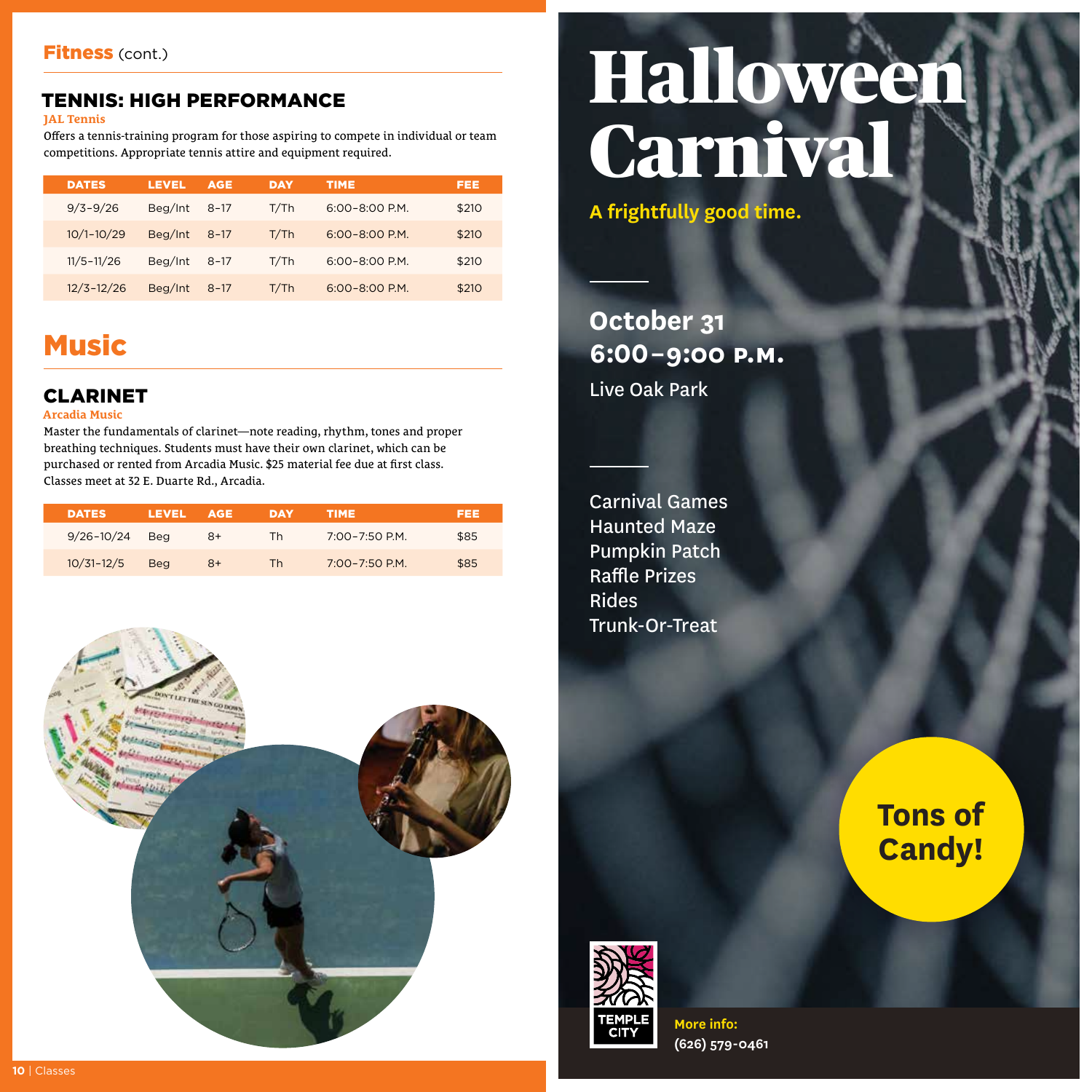## Fitness (cont.)

### TENNIS: HIGH PERFORMANCE

**JAL Tennis**

Offers a tennis-training program for those aspiring to compete in individual or team competitions. Appropriate tennis attire and equipment required.

| DATES | LEVEL | AGE | DAY | TIME | FEE |
|---|---|---|---|---|---|
| 9/3–9/26 | Beg/Int | 8–17 | T/Th | 6:00–8:00 P.M. | $210 |
| 10/1–10/29 | Beg/Int | 8–17 | T/Th | 6:00–8:00 P.M. | $210 |
| 11/5–11/26 | Beg/Int | 8–17 | T/Th | 6:00–8:00 P.M. | $210 |
| 12/3–12/26 | Beg/Int | 8–17 | T/Th | 6:00–8:00 P.M. | $210 |

# Music

### CLARINET

**Arcadia Music**

Master the fundamentals of clarinet—note reading, rhythm, tones and proper breathing techniques. Students must have their own clarinet, which can be purchased or rented from Arcadia Music. $25 material fee due at first class. Classes meet at 32 E. Duarte Rd., Arcadia.

| DATES | LEVEL | AGE | DAY | TIME | FEE |
|---|---|---|---|---|---|
| 9/26–10/24 | Beg | 8+ | Th | 7:00–7:50 P.M. | $85 |
| 10/31–12/5 | Beg | 8+ | Th | 7:00–7:50 P.M. | $85 |

# Halloween Carnival

**A frightfully good time.**

**October 31**
**6:00–9:00 P.M.**
Live Oak Park

- Carnival Games
- Haunted Maze
- Pumpkin Patch
- Raffle Prizes
- Rides
- Trunk-Or-Treat

**Tons of Candy!**

TEMPLE CITY

**More info:**
**(626) 579-0461**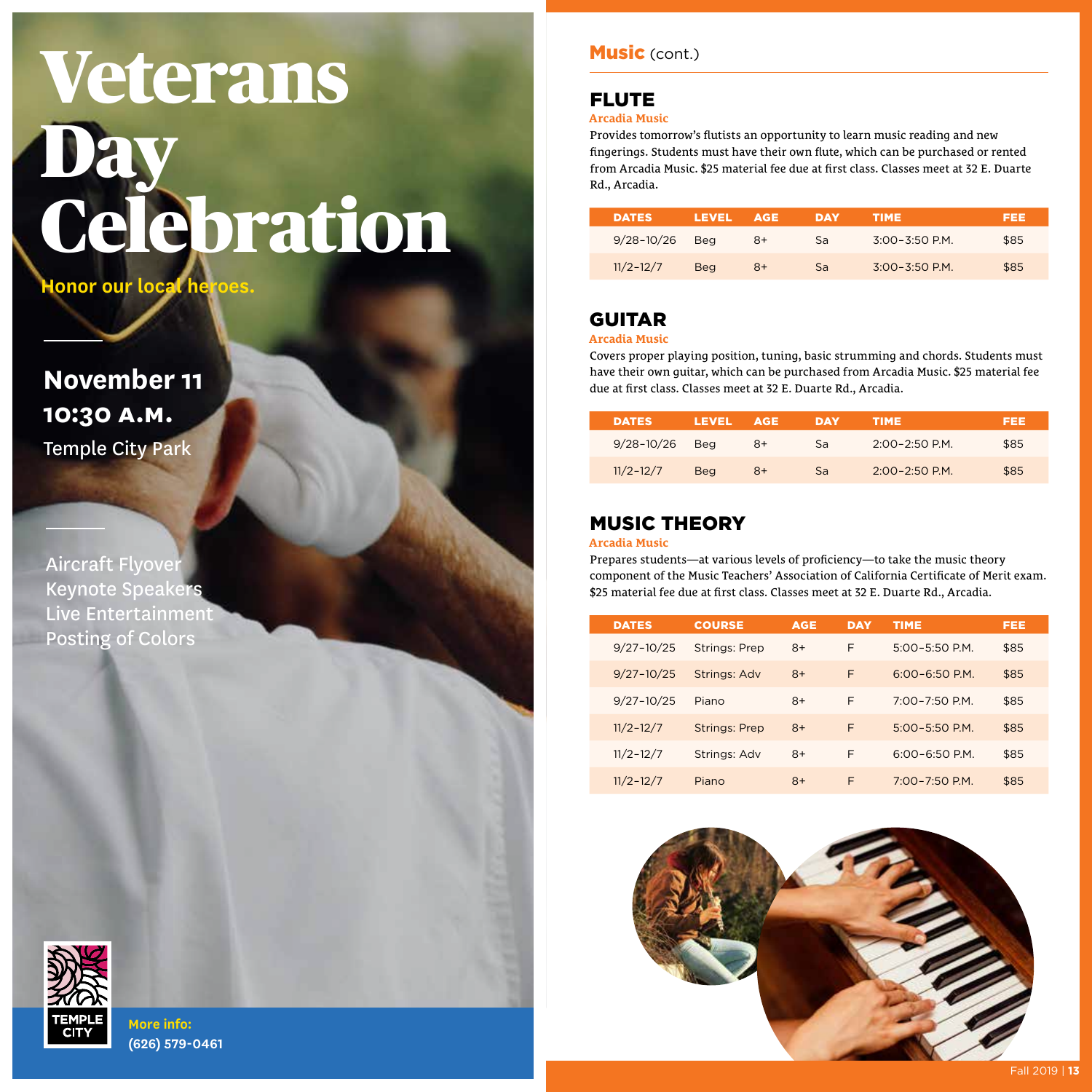# Veterans Day Celebration

**Honor our local heroes.**

**November 11**
**10:30 A.M.**
Temple City Park

Aircraft Flyover
Keynote Speakers
Live Entertainment
Posting of Colors

TEMPLE CITY

**More info:**
**(626) 579-0461**

## Music (cont.)

### FLUTE

**Arcadia Music**

Provides tomorrow's flutists an opportunity to learn music reading and new fingerings. Students must have their own flute, which can be purchased or rented from Arcadia Music. $25 material fee due at first class. Classes meet at 32 E. Duarte Rd., Arcadia.

| DATES | LEVEL | AGE | DAY | TIME | FEE |
|---|---|---|---|---|---|
| 9/28–10/26 | Beg | 8+ | Sa | 3:00–3:50 P.M. | $85 |
| 11/2–12/7 | Beg | 8+ | Sa | 3:00–3:50 P.M. | $85 |

### GUITAR

**Arcadia Music**

Covers proper playing position, tuning, basic strumming and chords. Students must have their own guitar, which can be purchased from Arcadia Music. $25 material fee due at first class. Classes meet at 32 E. Duarte Rd., Arcadia.

| DATES | LEVEL | AGE | DAY | TIME | FEE |
|---|---|---|---|---|---|
| 9/28–10/26 | Beg | 8+ | Sa | 2:00–2:50 P.M. | $85 |
| 11/2–12/7 | Beg | 8+ | Sa | 2:00–2:50 P.M. | $85 |

### MUSIC THEORY

**Arcadia Music**

Prepares students—at various levels of proficiency—to take the music theory component of the Music Teachers' Association of California Certificate of Merit exam. $25 material fee due at first class. Classes meet at 32 E. Duarte Rd., Arcadia.

| DATES | COURSE | AGE | DAY | TIME | FEE |
|---|---|---|---|---|---|
| 9/27–10/25 | Strings: Prep | 8+ | F | 5:00–5:50 P.M. | $85 |
| 9/27–10/25 | Strings: Adv | 8+ | F | 6:00–6:50 P.M. | $85 |
| 9/27–10/25 | Piano | 8+ | F | 7:00–7:50 P.M. | $85 |
| 11/2–12/7 | Strings: Prep | 8+ | F | 5:00–5:50 P.M. | $85 |
| 11/2–12/7 | Strings: Adv | 8+ | F | 6:00–6:50 P.M. | $85 |
| 11/2–12/7 | Piano | 8+ | F | 7:00–7:50 P.M. | $85 |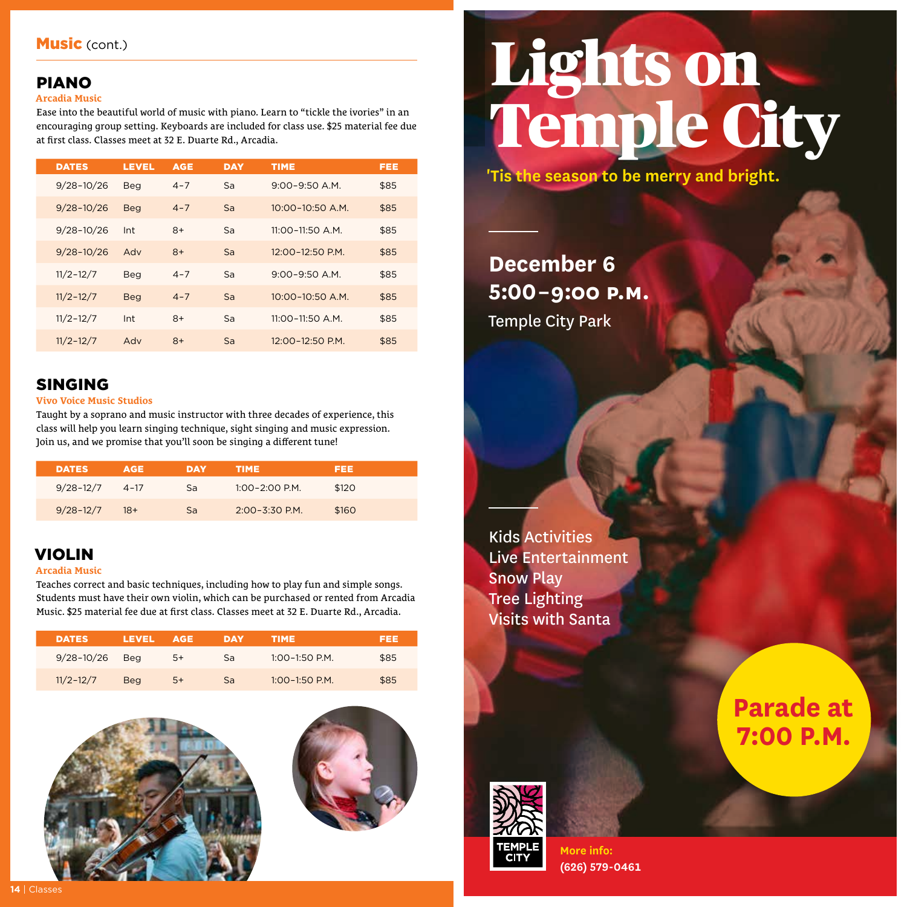## Music (cont.)

### PIANO

**Arcadia Music**

Ease into the beautiful world of music with piano. Learn to "tickle the ivories" in an encouraging group setting. Keyboards are included for class use. $25 material fee due at first class. Classes meet at 32 E. Duarte Rd., Arcadia.

| DATES | LEVEL | AGE | DAY | TIME | FEE |
|---|---|---|---|---|---|
| 9/28–10/26 | Beg | 4–7 | Sa | 9:00–9:50 A.M. | $85 |
| 9/28–10/26 | Beg | 4–7 | Sa | 10:00–10:50 A.M. | $85 |
| 9/28–10/26 | Int | 8+ | Sa | 11:00–11:50 A.M. | $85 |
| 9/28–10/26 | Adv | 8+ | Sa | 12:00–12:50 P.M. | $85 |
| 11/2–12/7 | Beg | 4–7 | Sa | 9:00–9:50 A.M. | $85 |
| 11/2–12/7 | Beg | 4–7 | Sa | 10:00–10:50 A.M. | $85 |
| 11/2–12/7 | Int | 8+ | Sa | 11:00–11:50 A.M. | $85 |
| 11/2–12/7 | Adv | 8+ | Sa | 12:00–12:50 P.M. | $85 |

### SINGING

**Vivo Voice Music Studios**

Taught by a soprano and music instructor with three decades of experience, this class will help you learn singing technique, sight singing and music expression. Join us, and we promise that you'll soon be singing a different tune!

| DATES | AGE | DAY | TIME | FEE |
|---|---|---|---|---|
| 9/28–12/7 | 4–17 | Sa | 1:00–2:00 P.M. | $120 |
| 9/28–12/7 | 18+ | Sa | 2:00–3:30 P.M. | $160 |

### VIOLIN

**Arcadia Music**

Teaches correct and basic techniques, including how to play fun and simple songs. Students must have their own violin, which can be purchased or rented from Arcadia Music. $25 material fee due at first class. Classes meet at 32 E. Duarte Rd., Arcadia.

| DATES | LEVEL | AGE | DAY | TIME | FEE |
|---|---|---|---|---|---|
| 9/28–10/26 | Beg | 5+ | Sa | 1:00–1:50 P.M. | $85 |
| 11/2–12/7 | Beg | 5+ | Sa | 1:00–1:50 P.M. | $85 |

# Lights on Temple City

'Tis the season to be merry and bright.

**December 6**
**5:00–9:00 P.M.**
Temple City Park

Kids Activities
Live Entertainment
Snow Play
Tree Lighting
Visits with Santa

**Parade at 7:00 P.M.**

TEMPLE CITY

**More info:**
**(626) 579-0461**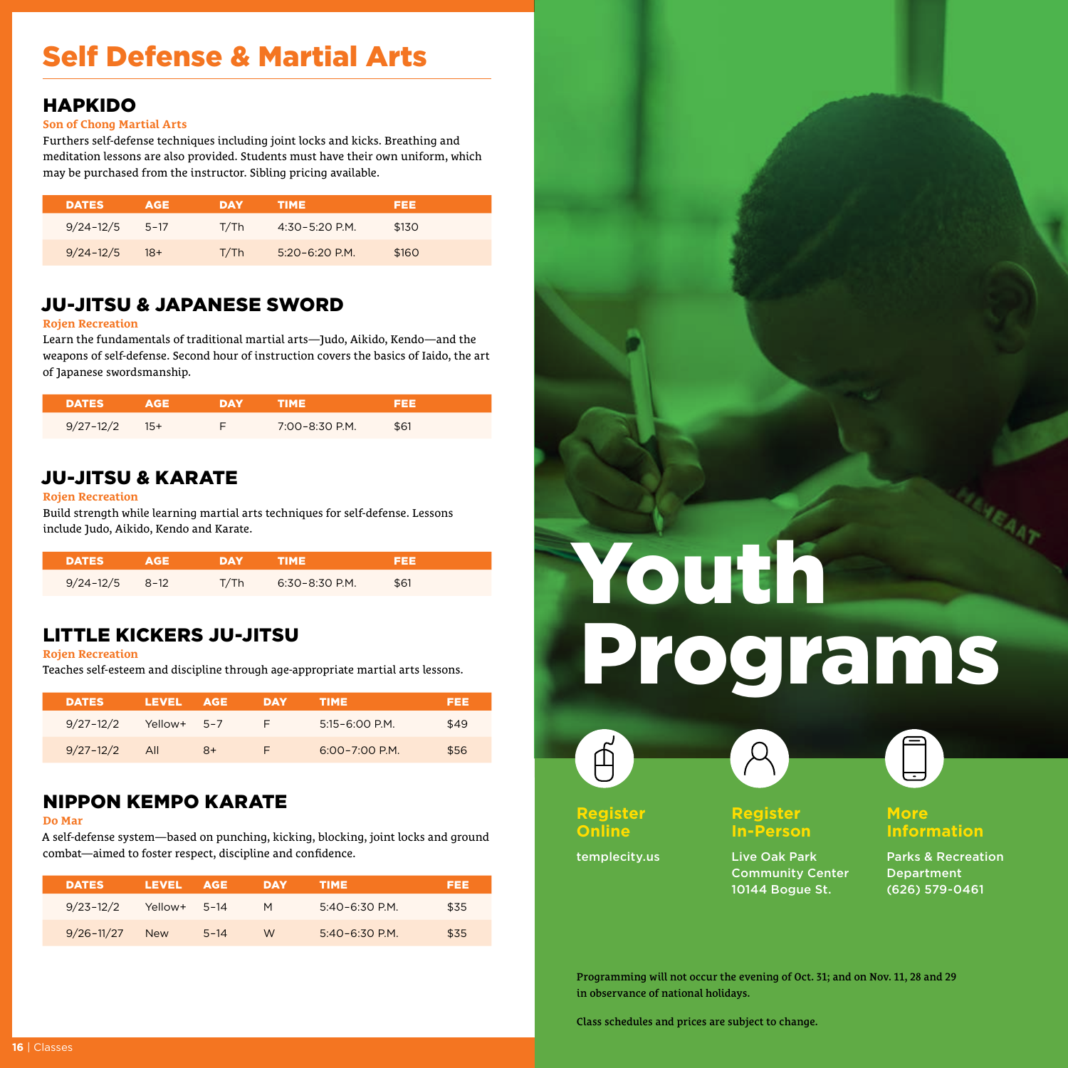# Self Defense & Martial Arts

## HAPKIDO

**Son of Chong Martial Arts**

Furthers self-defense techniques including joint locks and kicks. Breathing and meditation lessons are also provided. Students must have their own uniform, which may be purchased from the instructor. Sibling pricing available.

| DATES | AGE | DAY | TIME | FEE |
|---|---|---|---|---|
| 9/24–12/5 | 5–17 | T/Th | 4:30–5:20 P.M. | $130 |
| 9/24–12/5 | 18+ | T/Th | 5:20–6:20 P.M. | $160 |

## JU-JITSU & JAPANESE SWORD

**Rojen Recreation**

Learn the fundamentals of traditional martial arts—Judo, Aikido, Kendo—and the weapons of self-defense. Second hour of instruction covers the basics of Iaido, the art of Japanese swordsmanship.

| DATES | AGE | DAY | TIME | FEE |
|---|---|---|---|---|
| 9/27–12/2 | 15+ | F | 7:00–8:30 P.M. | $61 |

## JU-JITSU & KARATE

**Rojen Recreation**

Build strength while learning martial arts techniques for self-defense. Lessons include Judo, Aikido, Kendo and Karate.

| DATES | AGE | DAY | TIME | FEE |
|---|---|---|---|---|
| 9/24–12/5 | 8–12 | T/Th | 6:30–8:30 P.M. | $61 |

## LITTLE KICKERS JU-JITSU

**Rojen Recreation**

Teaches self-esteem and discipline through age-appropriate martial arts lessons.

| DATES | LEVEL | AGE | DAY | TIME | FEE |
|---|---|---|---|---|---|
| 9/27–12/2 | Yellow+ | 5–7 | F | 5:15–6:00 P.M. | $49 |
| 9/27–12/2 | All | 8+ | F | 6:00–7:00 P.M. | $56 |

## NIPPON KEMPO KARATE

**Do Mar**

A self-defense system—based on punching, kicking, blocking, joint locks and ground combat—aimed to foster respect, discipline and confidence.

| DATES | LEVEL | AGE | DAY | TIME | FEE |
|---|---|---|---|---|---|
| 9/23–12/2 | Yellow+ | 5–14 | M | 5:40–6:30 P.M. | $35 |
| 9/26–11/27 | New | 5–14 | W | 5:40–6:30 P.M. | $35 |

# Youth Programs

**Register Online**

templecity.us

**Register In-Person**

Live Oak Park Community Center
10144 Bogue St.

**More Information**

Parks & Recreation Department
(626) 579-0461

Programming will not occur the evening of Oct. 31; and on Nov. 11, 28 and 29 in observance of national holidays.

Class schedules and prices are subject to change.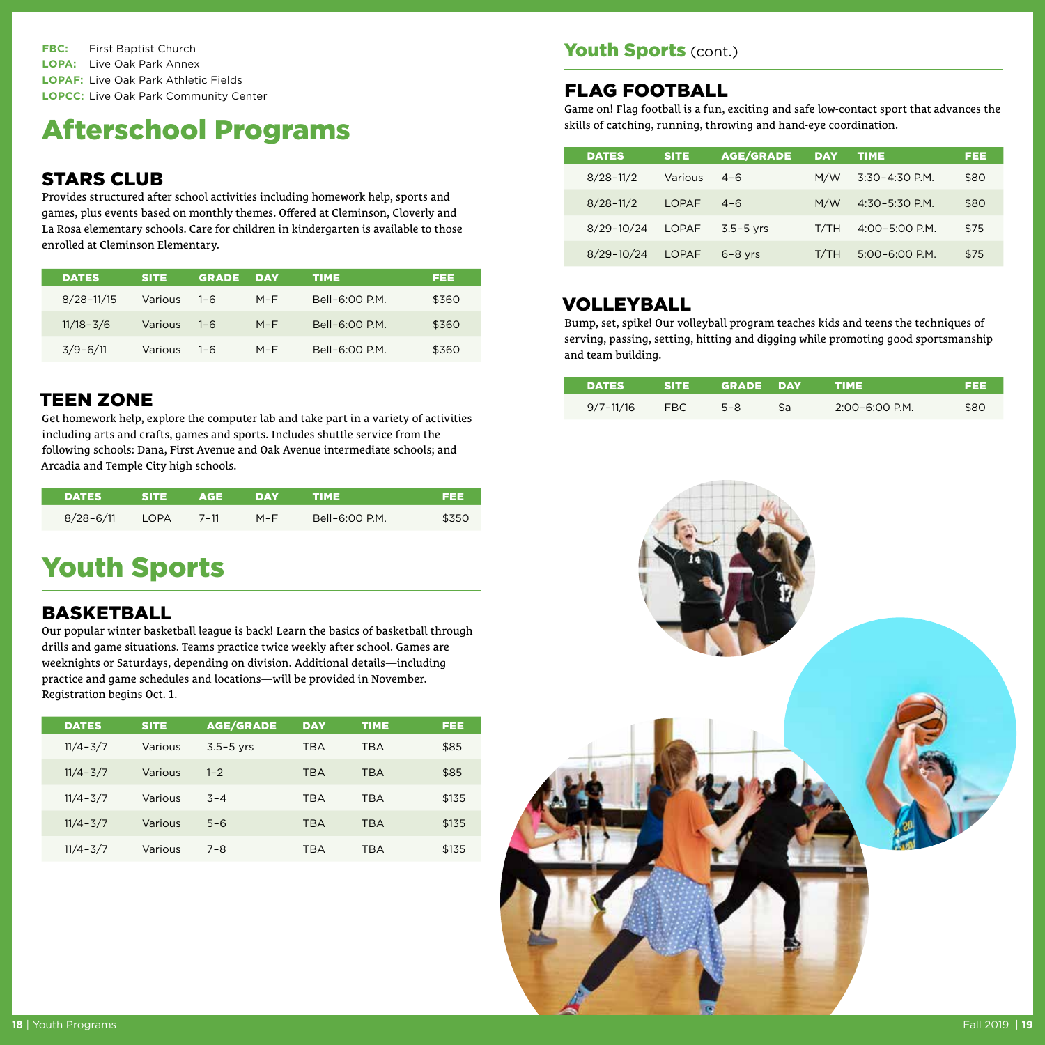**FBC:** First Baptist Church
**LOPA:** Live Oak Park Annex
**LOPAF:** Live Oak Park Athletic Fields
**LOPCC:** Live Oak Park Community Center

# Afterschool Programs

## STARS CLUB

Provides structured after school activities including homework help, sports and games, plus events based on monthly themes. Offered at Cleminson, Cloverly and La Rosa elementary schools. Care for children in kindergarten is available to those enrolled at Cleminson Elementary.

| DATES | SITE | GRADE | DAY | TIME | FEE |
|---|---|---|---|---|---|
| 8/28–11/15 | Various | 1–6 | M–F | Bell–6:00 P.M. | $360 |
| 11/18–3/6 | Various | 1–6 | M–F | Bell–6:00 P.M. | $360 |
| 3/9–6/11 | Various | 1–6 | M–F | Bell–6:00 P.M. | $360 |

## TEEN ZONE

Get homework help, explore the computer lab and take part in a variety of activities including arts and crafts, games and sports. Includes shuttle service from the following schools: Dana, First Avenue and Oak Avenue intermediate schools; and Arcadia and Temple City high schools.

| DATES | SITE | AGE | DAY | TIME | FEE |
|---|---|---|---|---|---|
| 8/28–6/11 | LOPA | 7–11 | M–F | Bell–6:00 P.M. | $350 |

# Youth Sports

## BASKETBALL

Our popular winter basketball league is back! Learn the basics of basketball through drills and game situations. Teams practice twice weekly after school. Games are weeknights or Saturdays, depending on division. Additional details—including practice and game schedules and locations—will be provided in November. Registration begins Oct. 1.

| DATES | SITE | AGE/GRADE | DAY | TIME | FEE |
|---|---|---|---|---|---|
| 11/4–3/7 | Various | 3.5–5 yrs | TBA | TBA | $85 |
| 11/4–3/7 | Various | 1–2 | TBA | TBA | $85 |
| 11/4–3/7 | Various | 3–4 | TBA | TBA | $135 |
| 11/4–3/7 | Various | 5–6 | TBA | TBA | $135 |
| 11/4–3/7 | Various | 7–8 | TBA | TBA | $135 |

# Youth Sports (cont.)

## FLAG FOOTBALL

Game on! Flag football is a fun, exciting and safe low-contact sport that advances the skills of catching, running, throwing and hand-eye coordination.

| DATES | SITE | AGE/GRADE | DAY | TIME | FEE |
|---|---|---|---|---|---|
| 8/28–11/2 | Various | 4–6 | M/W | 3:30–4:30 P.M. | $80 |
| 8/28–11/2 | LOPAF | 4–6 | M/W | 4:30–5:30 P.M. | $80 |
| 8/29–10/24 | LOPAF | 3.5–5 yrs | T/TH | 4:00–5:00 P.M. | $75 |
| 8/29–10/24 | LOPAF | 6–8 yrs | T/TH | 5:00–6:00 P.M. | $75 |

## VOLLEYBALL

Bump, set, spike! Our volleyball program teaches kids and teens the techniques of serving, passing, setting, hitting and digging while promoting good sportsmanship and team building.

| DATES | SITE | GRADE | DAY | TIME | FEE |
|---|---|---|---|---|---|
| 9/7–11/16 | FBC | 5–8 | Sa | 2:00–6:00 P.M. | $80 |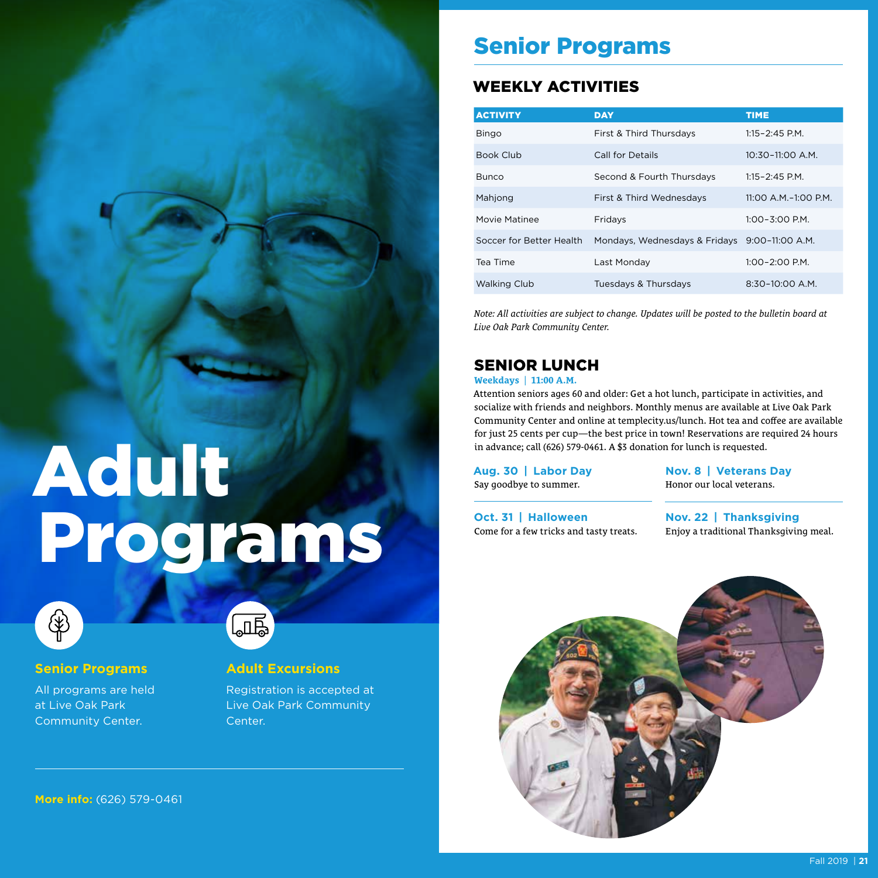# Adult Programs

### Senior Programs

All programs are held at Live Oak Park Community Center.

### Adult Excursions

Registration is accepted at Live Oak Park Community Center.

**More info:** (626) 579-0461

## Senior Programs

### WEEKLY ACTIVITIES

| ACTIVITY | DAY | TIME |
|---|---|---|
| Bingo | First & Third Thursdays | 1:15–2:45 P.M. |
| Book Club | Call for Details | 10:30–11:00 A.M. |
| Bunco | Second & Fourth Thursdays | 1:15–2:45 P.M. |
| Mahjong | First & Third Wednesdays | 11:00 A.M.–1:00 P.M. |
| Movie Matinee | Fridays | 1:00–3:00 P.M. |
| Soccer for Better Health | Mondays, Wednesdays & Fridays | 9:00–11:00 A.M. |
| Tea Time | Last Monday | 1:00–2:00 P.M. |
| Walking Club | Tuesdays & Thursdays | 8:30–10:00 A.M. |

*Note: All activities are subject to change. Updates will be posted to the bulletin board at Live Oak Park Community Center.*

### SENIOR LUNCH

**Weekdays | 11:00 A.M.**

Attention seniors ages 60 and older: Get a hot lunch, participate in activities, and socialize with friends and neighbors. Monthly menus are available at Live Oak Park Community Center and online at templecity.us/lunch. Hot tea and coffee are available for just 25 cents per cup—the best price in town! Reservations are required 24 hours in advance; call (626) 579-0461. A $3 donation for lunch is requested.

**Aug. 30 | Labor Day**
Say goodbye to summer.

**Oct. 31 | Halloween**
Come for a few tricks and tasty treats.

**Nov. 8 | Veterans Day**
Honor our local veterans.

**Nov. 22 | Thanksgiving**
Enjoy a traditional Thanksgiving meal.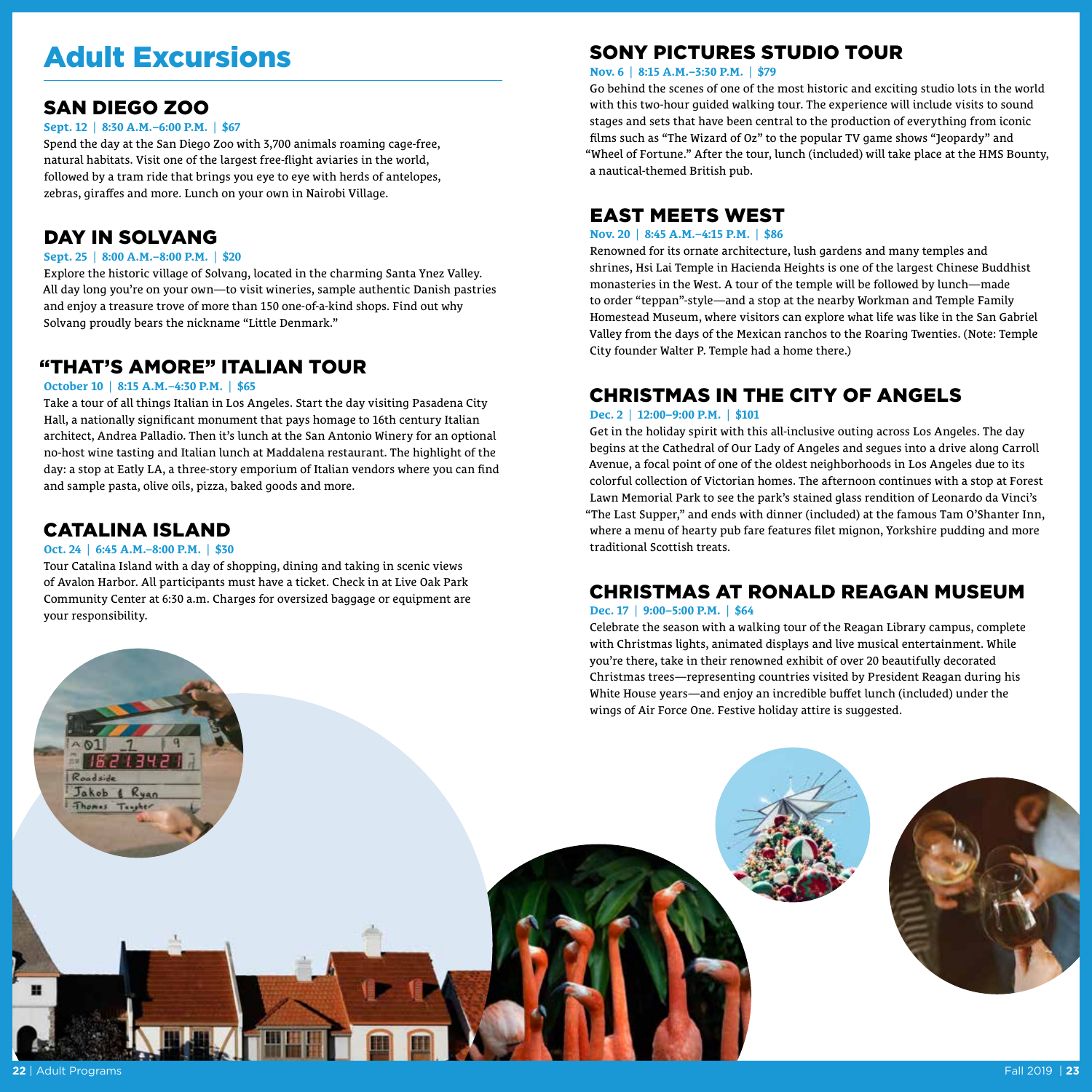# Adult Excursions

## SAN DIEGO ZOO

**Sept. 12 | 8:30 A.M.–6:00 P.M. | $67**

Spend the day at the San Diego Zoo with 3,700 animals roaming cage-free, natural habitats. Visit one of the largest free-flight aviaries in the world, followed by a tram ride that brings you eye to eye with herds of antelopes, zebras, giraffes and more. Lunch on your own in Nairobi Village.

## DAY IN SOLVANG

**Sept. 25 | 8:00 A.M.–8:00 P.M. | $20**

Explore the historic village of Solvang, located in the charming Santa Ynez Valley. All day long you're on your own—to visit wineries, sample authentic Danish pastries and enjoy a treasure trove of more than 150 one-of-a-kind shops. Find out why Solvang proudly bears the nickname "Little Denmark."

## "THAT'S AMORE" ITALIAN TOUR

**October 10 | 8:15 A.M.–4:30 P.M. | $65**

Take a tour of all things Italian in Los Angeles. Start the day visiting Pasadena City Hall, a nationally significant monument that pays homage to 16th century Italian architect, Andrea Palladio. Then it's lunch at the San Antonio Winery for an optional no-host wine tasting and Italian lunch at Maddalena restaurant. The highlight of the day: a stop at Eatly LA, a three-story emporium of Italian vendors where you can find and sample pasta, olive oils, pizza, baked goods and more.

## CATALINA ISLAND

**Oct. 24 | 6:45 A.M.–8:00 P.M. | $30**

Tour Catalina Island with a day of shopping, dining and taking in scenic views of Avalon Harbor. All participants must have a ticket. Check in at Live Oak Park Community Center at 6:30 a.m. Charges for oversized baggage or equipment are your responsibility.

## SONY PICTURES STUDIO TOUR

**Nov. 6 | 8:15 A.M.–3:30 P.M. | $79**

Go behind the scenes of one of the most historic and exciting studio lots in the world with this two-hour guided walking tour. The experience will include visits to sound stages and sets that have been central to the production of everything from iconic films such as "The Wizard of Oz" to the popular TV game shows "Jeopardy" and "Wheel of Fortune." After the tour, lunch (included) will take place at the HMS Bounty, a nautical-themed British pub.

## EAST MEETS WEST

**Nov. 20 | 8:45 A.M.–4:15 P.M. | $86**

Renowned for its ornate architecture, lush gardens and many temples and shrines, Hsi Lai Temple in Hacienda Heights is one of the largest Chinese Buddhist monasteries in the West. A tour of the temple will be followed by lunch—made to order "teppan"-style—and a stop at the nearby Workman and Temple Family Homestead Museum, where visitors can explore what life was like in the San Gabriel Valley from the days of the Mexican ranchos to the Roaring Twenties. (Note: Temple City founder Walter P. Temple had a home there.)

## CHRISTMAS IN THE CITY OF ANGELS

**Dec. 2 | 12:00–9:00 P.M. | $101**

Get in the holiday spirit with this all-inclusive outing across Los Angeles. The day begins at the Cathedral of Our Lady of Angeles and segues into a drive along Carroll Avenue, a focal point of one of the oldest neighborhoods in Los Angeles due to its colorful collection of Victorian homes. The afternoon continues with a stop at Forest Lawn Memorial Park to see the park's stained glass rendition of Leonardo da Vinci's "The Last Supper," and ends with dinner (included) at the famous Tam O'Shanter Inn, where a menu of hearty pub fare features filet mignon, Yorkshire pudding and more traditional Scottish treats.

## CHRISTMAS AT RONALD REAGAN MUSEUM

**Dec. 17 | 9:00–5:00 P.M. | $64**

Celebrate the season with a walking tour of the Reagan Library campus, complete with Christmas lights, animated displays and live musical entertainment. While you're there, take in their renowned exhibit of over 20 beautifully decorated Christmas trees—representing countries visited by President Reagan during his White House years—and enjoy an incredible buffet lunch (included) under the wings of Air Force One. Festive holiday attire is suggested.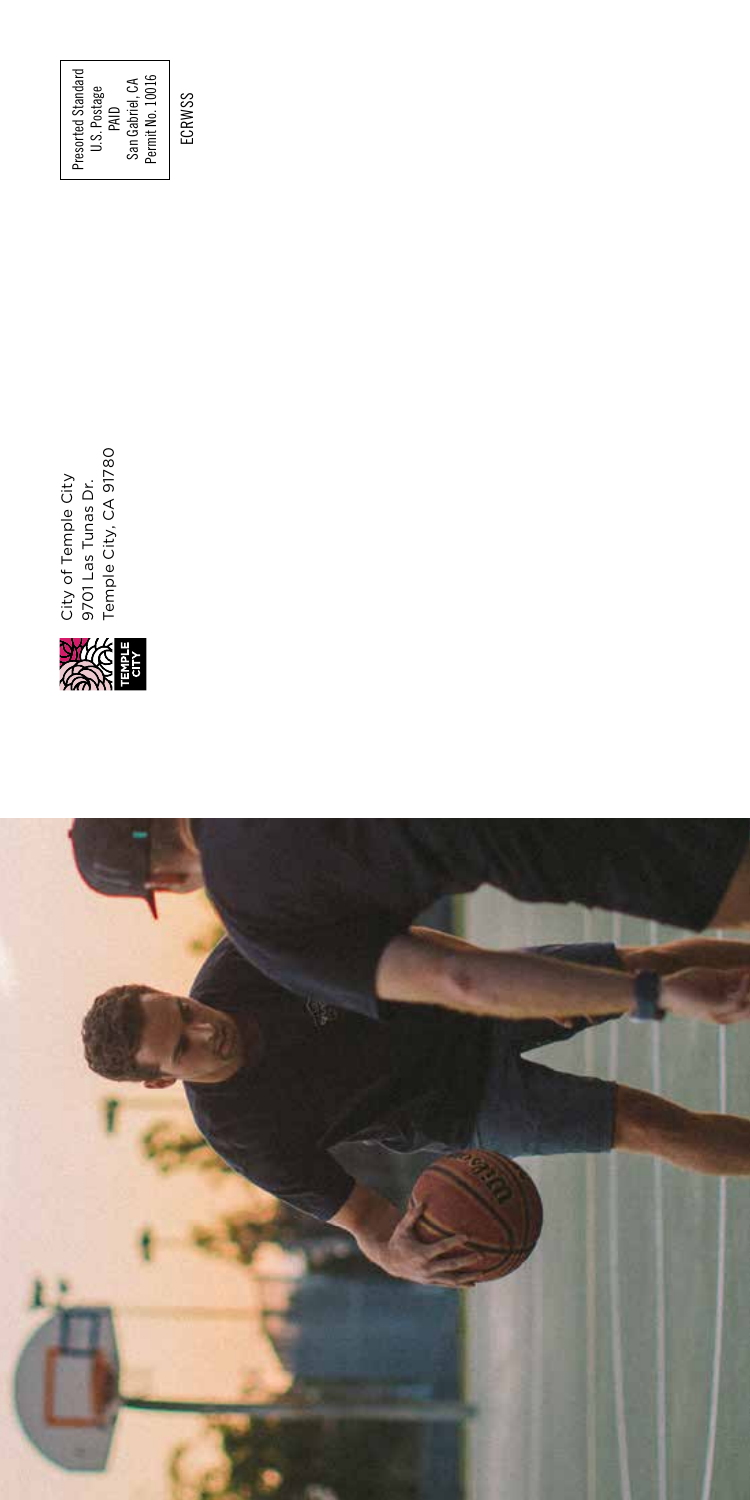City of Temple City
9701 Las Tunas Dr.
Temple City, CA 91780

Presorted Standard
U.S. Postage
PAID
San Gabriel, CA
Permit No. 10016

ECRWSS